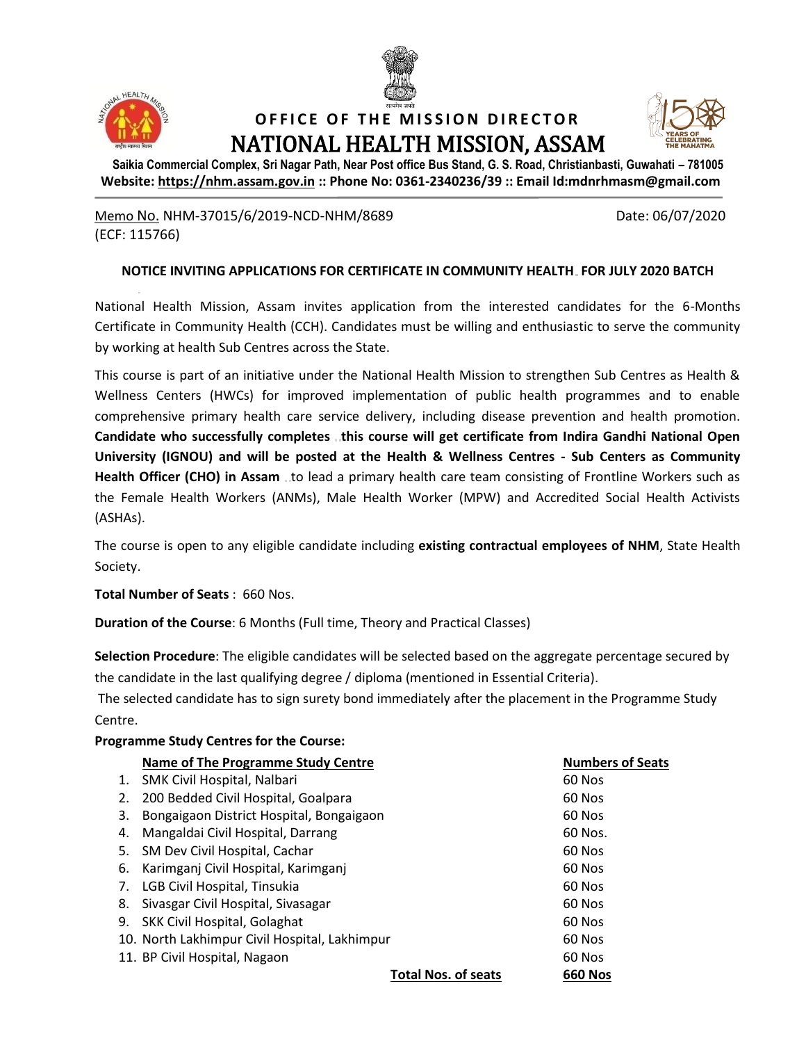# OFFICE OF THE MISSION DIRECTOR
# NATIONAL HEALTH MISSION, ASSAM

**Saikia Commercial Complex, Sri Nagar Path, Near Post office Bus Stand, G. S. Road, Christianbasti, Guwahati – 781005**
**Website: https://nhm.assam.gov.in :: Phone No: 0361-2340236/39 :: Email Id:mdnrhmasm@gmail.com**

Memo No. NHM-37015/6/2019-NCD-NHM/8689
(ECF: 115766)

Date: 06/07/2020

**NOTICE INVITING APPLICATIONS FOR CERTIFICATE IN COMMUNITY HEALTH FOR JULY 2020 BATCH**

National Health Mission, Assam invites application from the interested candidates for the 6-Months Certificate in Community Health (CCH). Candidates must be willing and enthusiastic to serve the community by working at health Sub Centres across the State.

This course is part of an initiative under the National Health Mission to strengthen Sub Centres as Health & Wellness Centers (HWCs) for improved implementation of public health programmes and to enable comprehensive primary health care service delivery, including disease prevention and health promotion. **Candidate who successfully completes this course will get certificate from Indira Gandhi National Open University (IGNOU) and will be posted at the Health & Wellness Centres - Sub Centers as Community Health Officer (CHO) in Assam** to lead a primary health care team consisting of Frontline Workers such as the Female Health Workers (ANMs), Male Health Worker (MPW) and Accredited Social Health Activists (ASHAs).

The course is open to any eligible candidate including **existing contractual employees of NHM**, State Health Society.

**Total Number of Seats** : 660 Nos.

**Duration of the Course**: 6 Months (Full time, Theory and Practical Classes)

**Selection Procedure**: The eligible candidates will be selected based on the aggregate percentage secured by the candidate in the last qualifying degree / diploma (mentioned in Essential Criteria).

The selected candidate has to sign surety bond immediately after the placement in the Programme Study Centre.

**Programme Study Centres for the Course:**

| | Name of The Programme Study Centre | Numbers of Seats |
|---|---|---|
| 1. | SMK Civil Hospital, Nalbari | 60 Nos |
| 2. | 200 Bedded Civil Hospital, Goalpara | 60 Nos |
| 3. | Bongaigaon District Hospital, Bongaigaon | 60 Nos |
| 4. | Mangaldai Civil Hospital, Darrang | 60 Nos. |
| 5. | SM Dev Civil Hospital, Cachar | 60 Nos |
| 6. | Karimganj Civil Hospital, Karimganj | 60 Nos |
| 7. | LGB Civil Hospital, Tinsukia | 60 Nos |
| 8. | Sivasgar Civil Hospital, Sivasagar | 60 Nos |
| 9. | SKK Civil Hospital, Golaghat | 60 Nos |
| 10. | North Lakhimpur Civil Hospital, Lakhimpur | 60 Nos |
| 11. | BP Civil Hospital, Nagaon | 60 Nos |
| | **Total Nos. of seats** | **660 Nos** |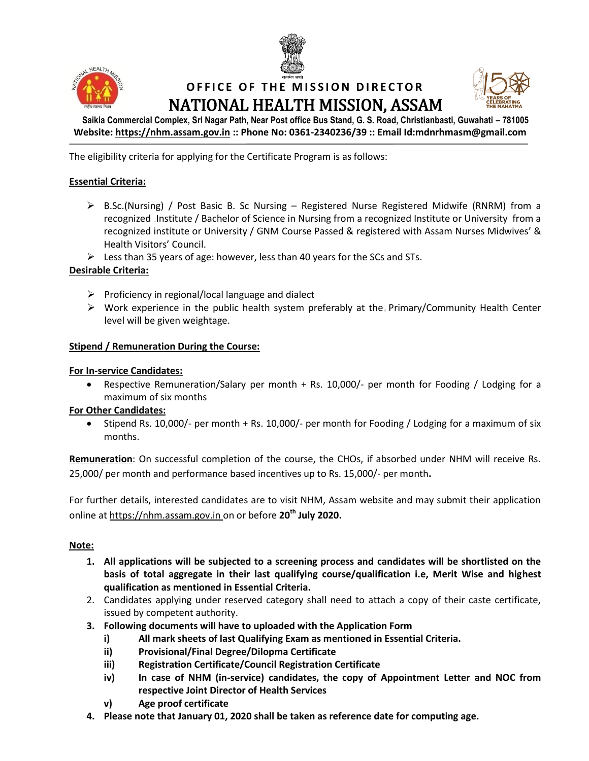# OFFICE OF THE MISSION DIRECTOR

# NATIONAL HEALTH MISSION, ASSAM

**Saikia Commercial Complex, Sri Nagar Path, Near Post office Bus Stand, G. S. Road, Christianbasti, Guwahati – 781005**
**Website: https://nhm.assam.gov.in :: Phone No: 0361-2340236/39 :: Email Id:mdnrhmasm@gmail.com**

The eligibility criteria for applying for the Certificate Program is as follows:

**Essential Criteria:**

- B.Sc.(Nursing) / Post Basic B. Sc Nursing – Registered Nurse Registered Midwife (RNRM) from a recognized Institute / Bachelor of Science in Nursing from a recognized Institute or University from a recognized institute or University / GNM Course Passed & registered with Assam Nurses Midwives' & Health Visitors' Council.
- Less than 35 years of age: however, less than 40 years for the SCs and STs.

**Desirable Criteria:**

- Proficiency in regional/local language and dialect
- Work experience in the public health system preferably at the Primary/Community Health Center level will be given weightage.

**Stipend / Remuneration During the Course:**

**For In-service Candidates:**

- Respective Remuneration/Salary per month + Rs. 10,000/- per month for Fooding / Lodging for a maximum of six months

**For Other Candidates:**

- Stipend Rs. 10,000/- per month + Rs. 10,000/- per month for Fooding / Lodging for a maximum of six months.

**Remuneration**: On successful completion of the course, the CHOs, if absorbed under NHM will receive Rs. 25,000/ per month and performance based incentives up to Rs. 15,000/- per month**.**

For further details, interested candidates are to visit NHM, Assam website and may submit their application online at https://nhm.assam.gov.in on or before **20th July 2020.**

**Note:**

1. **All applications will be subjected to a screening process and candidates will be shortlisted on the basis of total aggregate in their last qualifying course/qualification i.e, Merit Wise and highest qualification as mentioned in Essential Criteria.**
2. Candidates applying under reserved category shall need to attach a copy of their caste certificate, issued by competent authority.
3. **Following documents will have to uploaded with the Application Form**
   - **i) All mark sheets of last Qualifying Exam as mentioned in Essential Criteria.**
   - **ii) Provisional/Final Degree/Dilopma Certificate**
   - **iii) Registration Certificate/Council Registration Certificate**
   - **iv) In case of NHM (in-service) candidates, the copy of Appointment Letter and NOC from respective Joint Director of Health Services**
   - **v) Age proof certificate**
4. **Please note that January 01, 2020 shall be taken as reference date for computing age.**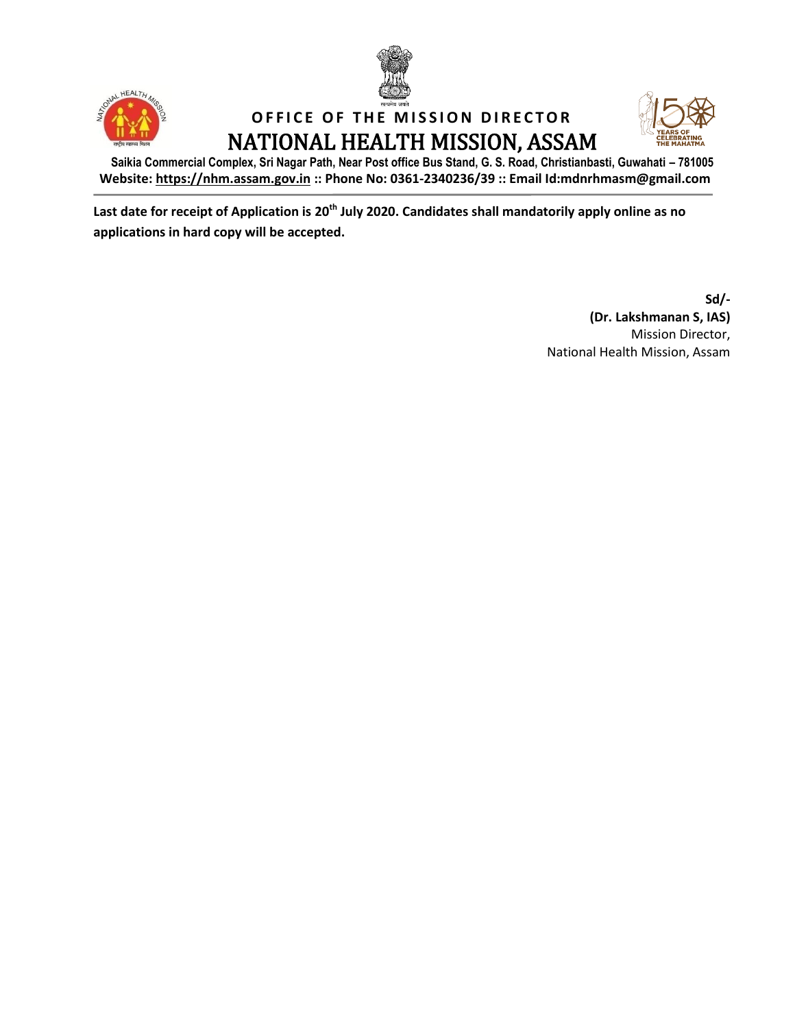# OFFICE OF THE MISSION DIRECTOR
# NATIONAL HEALTH MISSION, ASSAM

**Saikia Commercial Complex, Sri Nagar Path, Near Post office Bus Stand, G. S. Road, Christianbasti, Guwahati – 781005**
**Website: https://nhm.assam.gov.in :: Phone No: 0361-2340236/39 :: Email Id:mdnrhmasm@gmail.com**

---

**Last date for receipt of Application is 20th July 2020. Candidates shall mandatorily apply online as no applications in hard copy will be accepted.**

**Sd/-**
**(Dr. Lakshmanan S, IAS)**
Mission Director,
National Health Mission, Assam